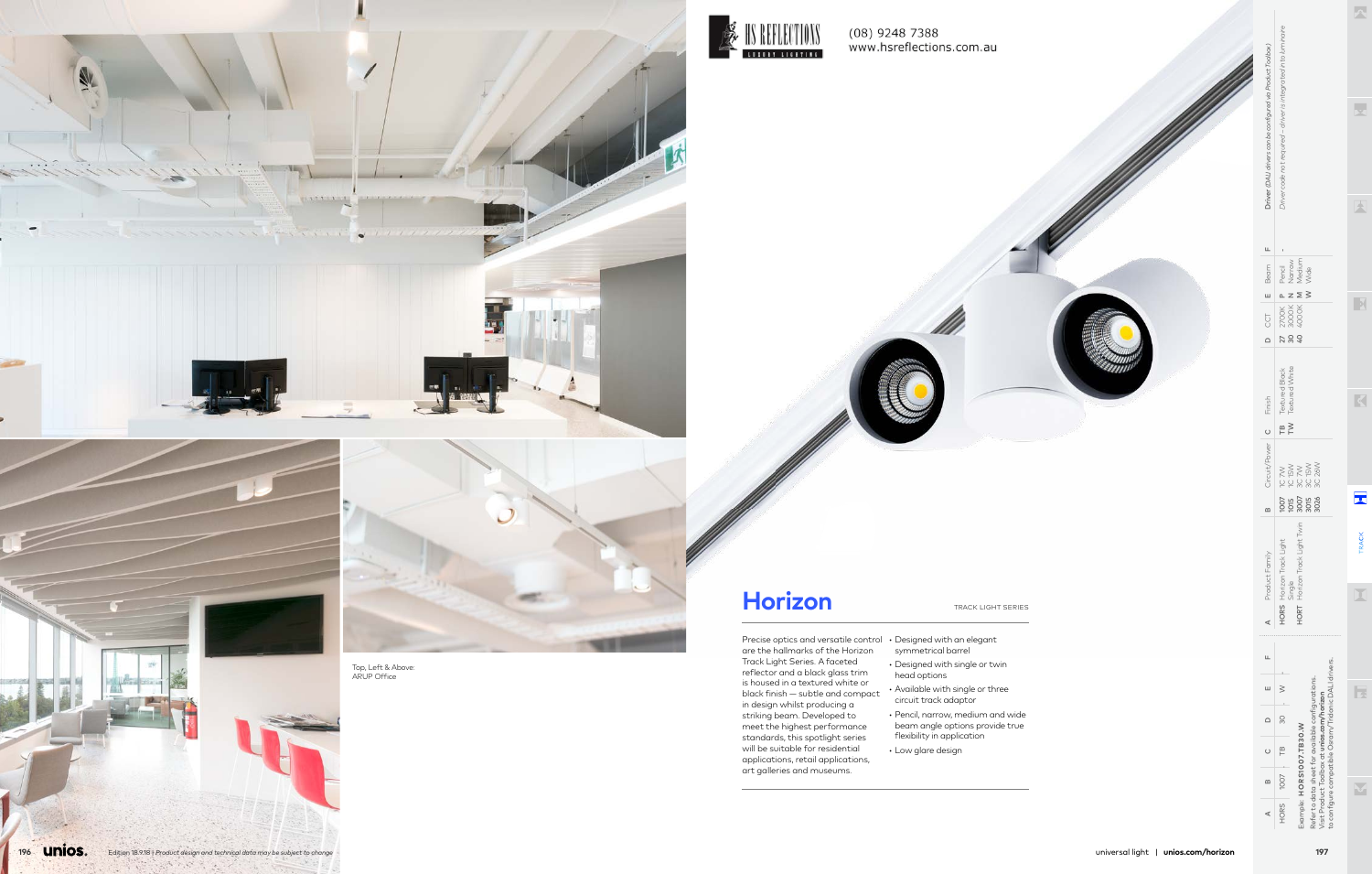HS Reflections — Luxury Lighting

(08) 9248 7388
www.hsreflections.com.au

Top, Left & Above:
ARUP Office

# Horizon

TRACK LIGHT SERIES

Precise optics and versatile control are the hallmarks of the Horizon Track Light Series. A faceted reflector and a black glass trim is housed in a textured white or black finish — subtle and compact in design whilst producing a striking beam. Developed to meet the highest performance standards, this spotlight series will be suitable for residential applications, retail applications, art galleries and museums.

- Designed with an elegant symmetrical barrel
- Designed with single or twin head options
- Available with single or three circuit track adaptor
- Pencil, narrow, medium and wide beam angle options provide true flexibility in application
- Low glare design

| A | Product Family | B | Circuit/Power | C | Finish | D | CCT | E | Beam | F | Driver (DALI drivers can be configured via Product Toolbox) |
|---|---|---|---|---|---|---|---|---|---|---|---|
| HORS | Horizon Track Light Single | 1007 | 1C 7W | TB | Textured Black | 27 | 2700K | P | Pencil | - | Driver code not required – driver is integrated in to luminaire |
| HORT | Horizon Track Light Twin | 1015 | 1C 15W | TW | Textured White | 30 | 3000K | N | Narrow | | |
| | | 3007 | 3C 7W | | | 40 | 4000K | M | Medium | | |
| | | 3015 | 3C 15W | | | | | W | Wide | | |
| | | 3026 | 3C 26W | | | | | | | | |

| A | B | C | D | E | F |
|---|---|---|---|---|---|
| HORS | 1007 | TB | 30 | W | - |

Example: **HORS1007.TB30.W**

Refer to data sheet for available configurations.
Visit Product Toolbox at **unios.com/horizon** to configure compatible Osram/Tridonic DALI drivers.

TRACK

Edition 18.9.18 | *Product design and technical data may be subject to change*

universal light | **unios.com/horizon**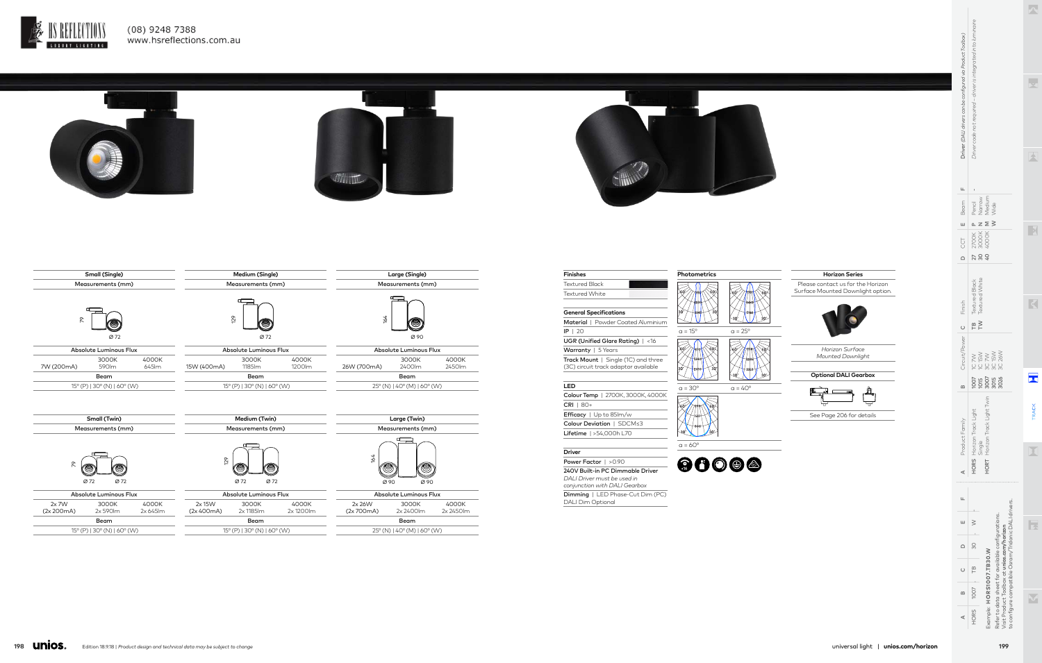(08) 9248 7388
www.hsreflections.com.au

| Small (Single) | | |
|---|---|---|
| Measurements (mm) | | |
| 79 / Ø 72 | | |
| Absolute Luminous Flux | | |
| | 3000K | 4000K |
| 7W (200mA) | 590lm | 645lm |
| Beam | | |
| 15° (P) \| 30° (N) \| 60° (W) | | |

| Medium (Single) | | |
|---|---|---|
| Measurements (mm) | | |
| 129 / Ø 72 | | |
| Absolute Luminous Flux | | |
| | 3000K | 4000K |
| 15W (400mA) | 1185lm | 1200lm |
| Beam | | |
| 15° (P) \| 30° (N) \| 60° (W) | | |

| Large (Single) | | |
|---|---|---|
| Measurements (mm) | | |
| 164 / Ø 90 | | |
| Absolute Luminous Flux | | |
| | 3000K | 4000K |
| 26W (700mA) | 2400lm | 2450lm |
| Beam | | |
| 25° (N) \| 40° (M) \| 60° (W) | | |

| Small (Twin) | | |
|---|---|---|
| Measurements (mm) | | |
| 79 / Ø 72 Ø 72 | | |
| Absolute Luminous Flux | | |
| | 3000K | 4000K |
| 2x 7W (2x 200mA) | 2x 590lm | 2x 645lm |
| Beam | | |
| 15° (P) \| 30° (N) \| 60° (W) | | |

| Medium (Twin) | | |
|---|---|---|
| Measurements (mm) | | |
| 129 / Ø 72 Ø 72 | | |
| Absolute Luminous Flux | | |
| | 3000K | 4000K |
| 2x 15W (2x 400mA) | 2x 1185lm | 2x 1200lm |
| Beam | | |
| 15° (P) \| 30° (N) \| 60° (W) | | |

| Large (Twin) | | |
|---|---|---|
| Measurements (mm) | | |
| 164 / Ø 90 Ø 90 | | |
| Absolute Luminous Flux | | |
| | 3000K | 4000K |
| 2x 26W (2x 700mA) | 2x 2400lm | 2x 2450lm |
| Beam | | |
| 25° (N) \| 40° (M) \| 60° (W) | | |

**Finishes**

- Textured Black
- Textured White

**General Specifications**

- Material | Powder Coated Aluminium
- IP | 20
- UGR (Unified Glare Rating) | <16
- Warranty | 5 Years
- Track Mount | Single (1C) and three (3C) circuit track adaptor available

**LED**

- Colour Temp | 2700K, 3000K, 4000K
- CRI | 80+
- Efficacy | Up to 85lm/w
- Colour Deviation | SDCM≤3
- Lifetime | >54,000h L70

**Driver**

- Power Factor | >0.90
- 240V Built-in PC Dimmable Driver
- *DALI Driver must be used in conjunction with DALI Gearbox*
- Dimming | LED Phase-Cut Dim (PC)
- DALI Dim Optional

**Photometrics**

α = 15°
α = 25°
α = 30°
α = 40°
α = 60°

**Horizon Series**

Please contact us for the Horizon Surface Mounted Downlight option.

*Horizon Surface Mounted Downlight*

**Optional DALI Gearbox**

See Page 206 for details

| A | B | C | D | E | F |
|---|---|---|---|---|---|
| Product Family | Circuit/Power | Finish | CCT | Beam | Driver (DALI drivers can be configured via Product Toolbox) |
| HORS Horizon Track Light Single | 1007 1C 7W | TB Textured Black | 27 2700K | P Pencil | - *Driver code not required - driver is integrated to luminaire* |
| HORT Horizon Track Light Twin | 1015 1C 15W | TW Textured White | 30 3000K | N Narrow | |
| | 3007 3C 7W | | 40 4000K | M Medium | |
| | 3015 3C 15W | | | W Wide | |
| | 3026 3C 26W | | | | |

| A | B | C | D | E | F |
|---|---|---|---|---|---|
| HORS | 1007 | TB | 30 | W | |

Example: **HORS1007.TB30.W**

Refer to data sheet for available configurations.
Visit Product Toolbox at **unios.com/horizon** to configure compatible Osram/Tridonic DALI drivers.

Edition 18.9.18 | *Product design and technical data may be subject to change*

universal light | **unios.com/horizon**